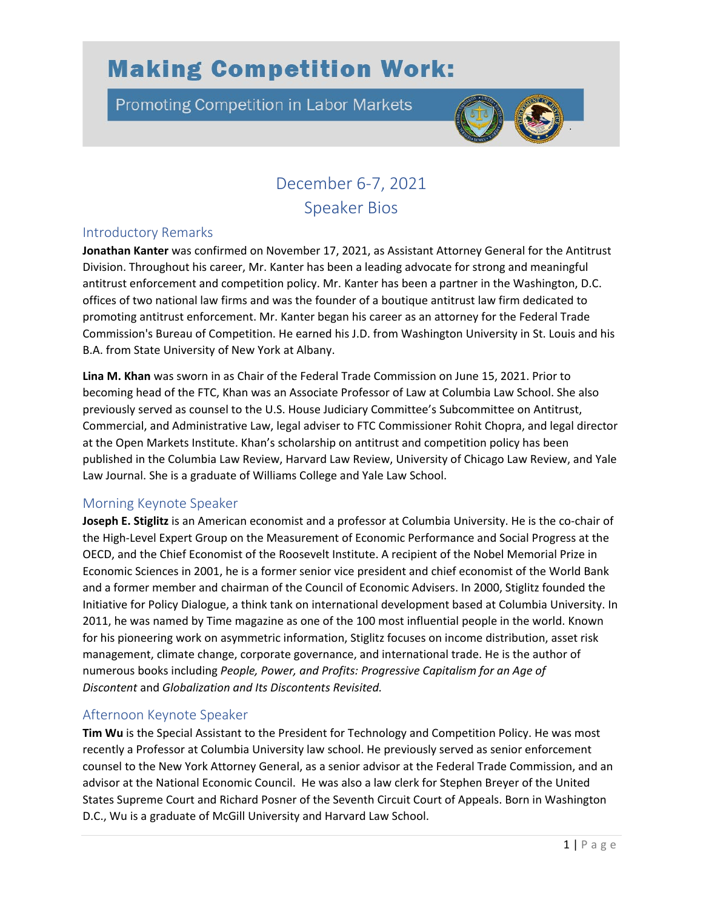# Making Competition Work:

## Promoting Competition in Labor Markets

December 6-7, 2021
Speaker Bios

### Introductory Remarks

**Jonathan Kanter** was confirmed on November 17, 2021, as Assistant Attorney General for the Antitrust Division. Throughout his career, Mr. Kanter has been a leading advocate for strong and meaningful antitrust enforcement and competition policy. Mr. Kanter has been a partner in the Washington, D.C. offices of two national law firms and was the founder of a boutique antitrust law firm dedicated to promoting antitrust enforcement. Mr. Kanter began his career as an attorney for the Federal Trade Commission's Bureau of Competition. He earned his J.D. from Washington University in St. Louis and his B.A. from State University of New York at Albany.

**Lina M. Khan** was sworn in as Chair of the Federal Trade Commission on June 15, 2021. Prior to becoming head of the FTC, Khan was an Associate Professor of Law at Columbia Law School. She also previously served as counsel to the U.S. House Judiciary Committee's Subcommittee on Antitrust, Commercial, and Administrative Law, legal adviser to FTC Commissioner Rohit Chopra, and legal director at the Open Markets Institute. Khan's scholarship on antitrust and competition policy has been published in the Columbia Law Review, Harvard Law Review, University of Chicago Law Review, and Yale Law Journal. She is a graduate of Williams College and Yale Law School.

### Morning Keynote Speaker

**Joseph E. Stiglitz** is an American economist and a professor at Columbia University. He is the co-chair of the High-Level Expert Group on the Measurement of Economic Performance and Social Progress at the OECD, and the Chief Economist of the Roosevelt Institute. A recipient of the Nobel Memorial Prize in Economic Sciences in 2001, he is a former senior vice president and chief economist of the World Bank and a former member and chairman of the Council of Economic Advisers. In 2000, Stiglitz founded the Initiative for Policy Dialogue, a think tank on international development based at Columbia University. In 2011, he was named by Time magazine as one of the 100 most influential people in the world. Known for his pioneering work on asymmetric information, Stiglitz focuses on income distribution, asset risk management, climate change, corporate governance, and international trade. He is the author of numerous books including *People, Power, and Profits: Progressive Capitalism for an Age of Discontent* and *Globalization and Its Discontents Revisited.*

### Afternoon Keynote Speaker

**Tim Wu** is the Special Assistant to the President for Technology and Competition Policy. He was most recently a Professor at Columbia University law school. He previously served as senior enforcement counsel to the New York Attorney General, as a senior advisor at the Federal Trade Commission, and an advisor at the National Economic Council. He was also a law clerk for Stephen Breyer of the United States Supreme Court and Richard Posner of the Seventh Circuit Court of Appeals. Born in Washington D.C., Wu is a graduate of McGill University and Harvard Law School.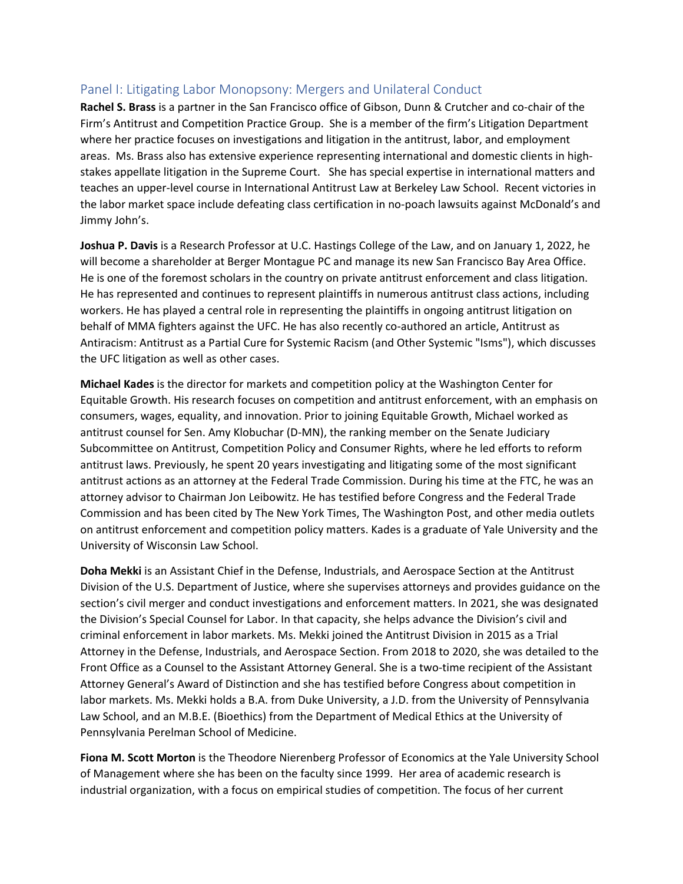## Panel I: Litigating Labor Monopsony: Mergers and Unilateral Conduct

**Rachel S. Brass** is a partner in the San Francisco office of Gibson, Dunn & Crutcher and co-chair of the Firm's Antitrust and Competition Practice Group. She is a member of the firm's Litigation Department where her practice focuses on investigations and litigation in the antitrust, labor, and employment areas. Ms. Brass also has extensive experience representing international and domestic clients in high-stakes appellate litigation in the Supreme Court. She has special expertise in international matters and teaches an upper-level course in International Antitrust Law at Berkeley Law School. Recent victories in the labor market space include defeating class certification in no-poach lawsuits against McDonald's and Jimmy John's.

**Joshua P. Davis** is a Research Professor at U.C. Hastings College of the Law, and on January 1, 2022, he will become a shareholder at Berger Montague PC and manage its new San Francisco Bay Area Office. He is one of the foremost scholars in the country on private antitrust enforcement and class litigation. He has represented and continues to represent plaintiffs in numerous antitrust class actions, including workers. He has played a central role in representing the plaintiffs in ongoing antitrust litigation on behalf of MMA fighters against the UFC. He has also recently co-authored an article, Antitrust as Antiracism: Antitrust as a Partial Cure for Systemic Racism (and Other Systemic "Isms"), which discusses the UFC litigation as well as other cases.

**Michael Kades** is the director for markets and competition policy at the Washington Center for Equitable Growth. His research focuses on competition and antitrust enforcement, with an emphasis on consumers, wages, equality, and innovation. Prior to joining Equitable Growth, Michael worked as antitrust counsel for Sen. Amy Klobuchar (D-MN), the ranking member on the Senate Judiciary Subcommittee on Antitrust, Competition Policy and Consumer Rights, where he led efforts to reform antitrust laws. Previously, he spent 20 years investigating and litigating some of the most significant antitrust actions as an attorney at the Federal Trade Commission. During his time at the FTC, he was an attorney advisor to Chairman Jon Leibowitz. He has testified before Congress and the Federal Trade Commission and has been cited by The New York Times, The Washington Post, and other media outlets on antitrust enforcement and competition policy matters. Kades is a graduate of Yale University and the University of Wisconsin Law School.

**Doha Mekki** is an Assistant Chief in the Defense, Industrials, and Aerospace Section at the Antitrust Division of the U.S. Department of Justice, where she supervises attorneys and provides guidance on the section's civil merger and conduct investigations and enforcement matters. In 2021, she was designated the Division's Special Counsel for Labor. In that capacity, she helps advance the Division's civil and criminal enforcement in labor markets. Ms. Mekki joined the Antitrust Division in 2015 as a Trial Attorney in the Defense, Industrials, and Aerospace Section. From 2018 to 2020, she was detailed to the Front Office as a Counsel to the Assistant Attorney General. She is a two-time recipient of the Assistant Attorney General's Award of Distinction and she has testified before Congress about competition in labor markets. Ms. Mekki holds a B.A. from Duke University, a J.D. from the University of Pennsylvania Law School, and an M.B.E. (Bioethics) from the Department of Medical Ethics at the University of Pennsylvania Perelman School of Medicine.

**Fiona M. Scott Morton** is the Theodore Nierenberg Professor of Economics at the Yale University School of Management where she has been on the faculty since 1999. Her area of academic research is industrial organization, with a focus on empirical studies of competition. The focus of her current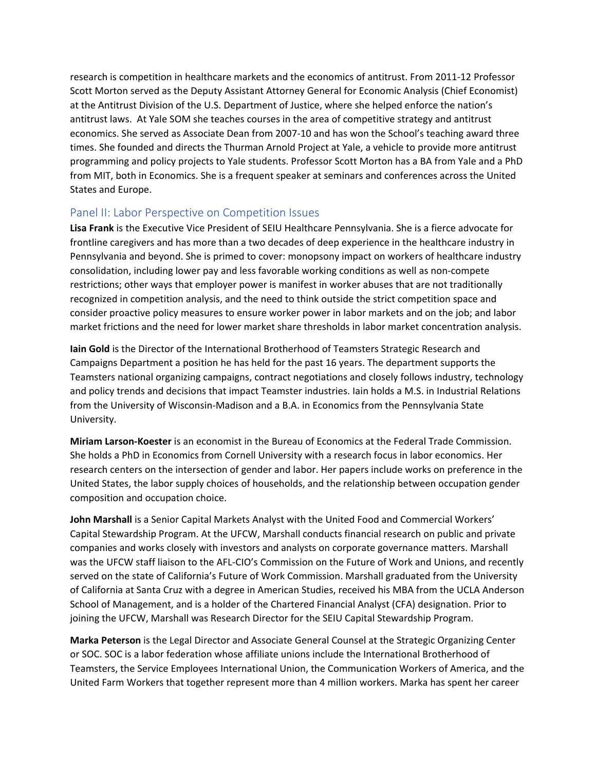research is competition in healthcare markets and the economics of antitrust. From 2011-12 Professor Scott Morton served as the Deputy Assistant Attorney General for Economic Analysis (Chief Economist) at the Antitrust Division of the U.S. Department of Justice, where she helped enforce the nation's antitrust laws. At Yale SOM she teaches courses in the area of competitive strategy and antitrust economics. She served as Associate Dean from 2007-10 and has won the School's teaching award three times. She founded and directs the Thurman Arnold Project at Yale, a vehicle to provide more antitrust programming and policy projects to Yale students. Professor Scott Morton has a BA from Yale and a PhD from MIT, both in Economics. She is a frequent speaker at seminars and conferences across the United States and Europe.

## Panel II: Labor Perspective on Competition Issues

**Lisa Frank** is the Executive Vice President of SEIU Healthcare Pennsylvania. She is a fierce advocate for frontline caregivers and has more than a two decades of deep experience in the healthcare industry in Pennsylvania and beyond. She is primed to cover: monopsony impact on workers of healthcare industry consolidation, including lower pay and less favorable working conditions as well as non-compete restrictions; other ways that employer power is manifest in worker abuses that are not traditionally recognized in competition analysis, and the need to think outside the strict competition space and consider proactive policy measures to ensure worker power in labor markets and on the job; and labor market frictions and the need for lower market share thresholds in labor market concentration analysis.

**Iain Gold** is the Director of the International Brotherhood of Teamsters Strategic Research and Campaigns Department a position he has held for the past 16 years. The department supports the Teamsters national organizing campaigns, contract negotiations and closely follows industry, technology and policy trends and decisions that impact Teamster industries. Iain holds a M.S. in Industrial Relations from the University of Wisconsin-Madison and a B.A. in Economics from the Pennsylvania State University.

**Miriam Larson-Koester** is an economist in the Bureau of Economics at the Federal Trade Commission. She holds a PhD in Economics from Cornell University with a research focus in labor economics. Her research centers on the intersection of gender and labor. Her papers include works on preference in the United States, the labor supply choices of households, and the relationship between occupation gender composition and occupation choice.

**John Marshall** is a Senior Capital Markets Analyst with the United Food and Commercial Workers' Capital Stewardship Program. At the UFCW, Marshall conducts financial research on public and private companies and works closely with investors and analysts on corporate governance matters. Marshall was the UFCW staff liaison to the AFL-CIO's Commission on the Future of Work and Unions, and recently served on the state of California's Future of Work Commission. Marshall graduated from the University of California at Santa Cruz with a degree in American Studies, received his MBA from the UCLA Anderson School of Management, and is a holder of the Chartered Financial Analyst (CFA) designation. Prior to joining the UFCW, Marshall was Research Director for the SEIU Capital Stewardship Program.

**Marka Peterson** is the Legal Director and Associate General Counsel at the Strategic Organizing Center or SOC. SOC is a labor federation whose affiliate unions include the International Brotherhood of Teamsters, the Service Employees International Union, the Communication Workers of America, and the United Farm Workers that together represent more than 4 million workers. Marka has spent her career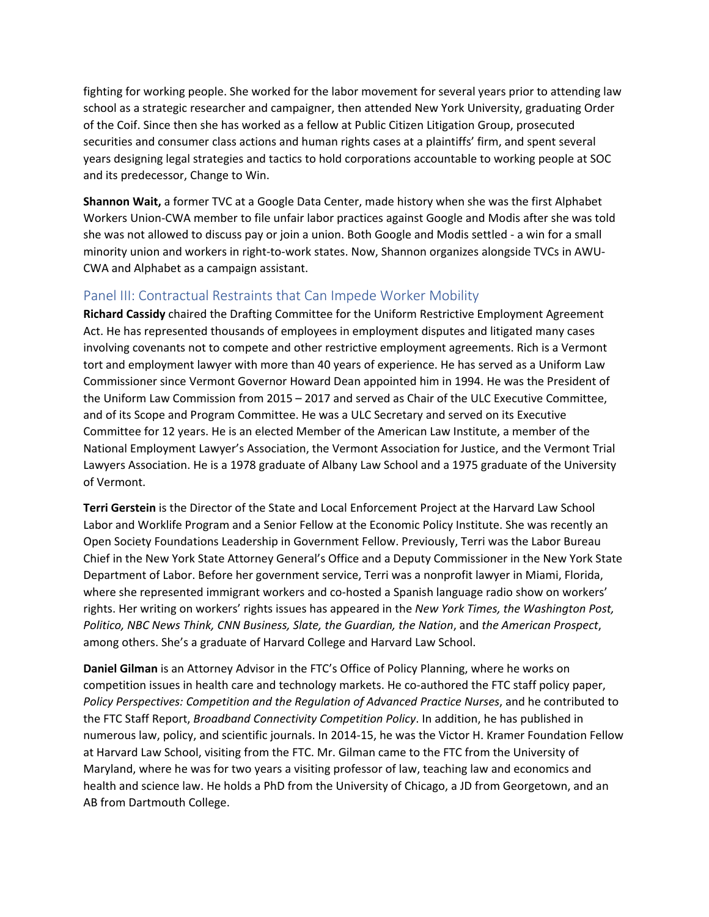fighting for working people. She worked for the labor movement for several years prior to attending law school as a strategic researcher and campaigner, then attended New York University, graduating Order of the Coif. Since then she has worked as a fellow at Public Citizen Litigation Group, prosecuted securities and consumer class actions and human rights cases at a plaintiffs' firm, and spent several years designing legal strategies and tactics to hold corporations accountable to working people at SOC and its predecessor, Change to Win.

**Shannon Wait,** a former TVC at a Google Data Center, made history when she was the first Alphabet Workers Union-CWA member to file unfair labor practices against Google and Modis after she was told she was not allowed to discuss pay or join a union. Both Google and Modis settled - a win for a small minority union and workers in right-to-work states. Now, Shannon organizes alongside TVCs in AWU-CWA and Alphabet as a campaign assistant.

## Panel III: Contractual Restraints that Can Impede Worker Mobility

**Richard Cassidy** chaired the Drafting Committee for the Uniform Restrictive Employment Agreement Act. He has represented thousands of employees in employment disputes and litigated many cases involving covenants not to compete and other restrictive employment agreements. Rich is a Vermont tort and employment lawyer with more than 40 years of experience. He has served as a Uniform Law Commissioner since Vermont Governor Howard Dean appointed him in 1994. He was the President of the Uniform Law Commission from 2015 – 2017 and served as Chair of the ULC Executive Committee, and of its Scope and Program Committee. He was a ULC Secretary and served on its Executive Committee for 12 years. He is an elected Member of the American Law Institute, a member of the National Employment Lawyer's Association, the Vermont Association for Justice, and the Vermont Trial Lawyers Association. He is a 1978 graduate of Albany Law School and a 1975 graduate of the University of Vermont.

**Terri Gerstein** is the Director of the State and Local Enforcement Project at the Harvard Law School Labor and Worklife Program and a Senior Fellow at the Economic Policy Institute. She was recently an Open Society Foundations Leadership in Government Fellow. Previously, Terri was the Labor Bureau Chief in the New York State Attorney General's Office and a Deputy Commissioner in the New York State Department of Labor. Before her government service, Terri was a nonprofit lawyer in Miami, Florida, where she represented immigrant workers and co-hosted a Spanish language radio show on workers' rights. Her writing on workers' rights issues has appeared in the *New York Times, the Washington Post, Politico, NBC News Think, CNN Business, Slate, the Guardian, the Nation*, and *the American Prospect*, among others. She's a graduate of Harvard College and Harvard Law School.

**Daniel Gilman** is an Attorney Advisor in the FTC's Office of Policy Planning, where he works on competition issues in health care and technology markets. He co-authored the FTC staff policy paper, *Policy Perspectives: Competition and the Regulation of Advanced Practice Nurses*, and he contributed to the FTC Staff Report, *Broadband Connectivity Competition Policy*. In addition, he has published in numerous law, policy, and scientific journals. In 2014-15, he was the Victor H. Kramer Foundation Fellow at Harvard Law School, visiting from the FTC. Mr. Gilman came to the FTC from the University of Maryland, where he was for two years a visiting professor of law, teaching law and economics and health and science law. He holds a PhD from the University of Chicago, a JD from Georgetown, and an AB from Dartmouth College.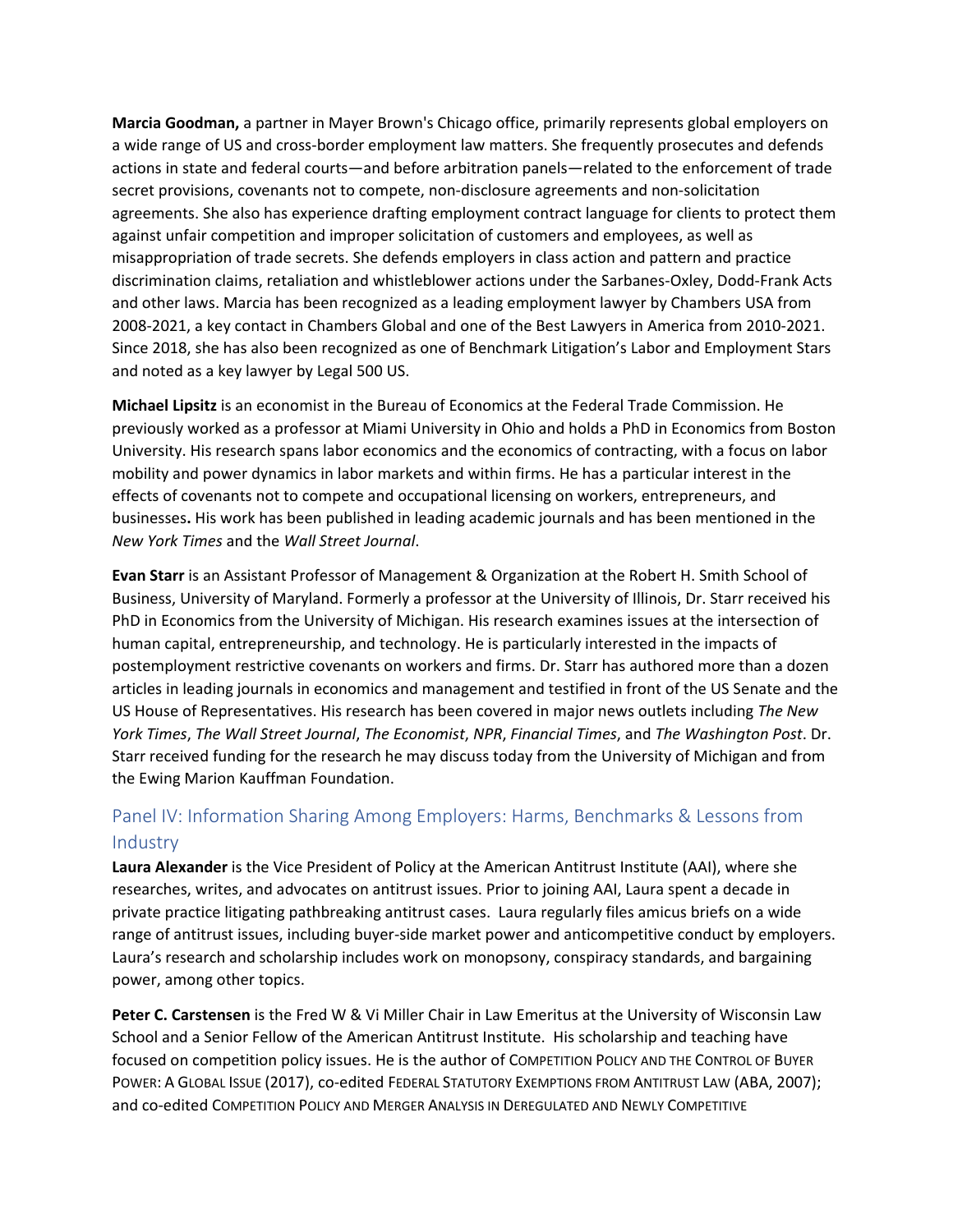**Marcia Goodman,** a partner in Mayer Brown's Chicago office, primarily represents global employers on a wide range of US and cross-border employment law matters. She frequently prosecutes and defends actions in state and federal courts—and before arbitration panels—related to the enforcement of trade secret provisions, covenants not to compete, non-disclosure agreements and non-solicitation agreements. She also has experience drafting employment contract language for clients to protect them against unfair competition and improper solicitation of customers and employees, as well as misappropriation of trade secrets. She defends employers in class action and pattern and practice discrimination claims, retaliation and whistleblower actions under the Sarbanes-Oxley, Dodd-Frank Acts and other laws. Marcia has been recognized as a leading employment lawyer by Chambers USA from 2008-2021, a key contact in Chambers Global and one of the Best Lawyers in America from 2010-2021. Since 2018, she has also been recognized as one of Benchmark Litigation's Labor and Employment Stars and noted as a key lawyer by Legal 500 US.

**Michael Lipsitz** is an economist in the Bureau of Economics at the Federal Trade Commission. He previously worked as a professor at Miami University in Ohio and holds a PhD in Economics from Boston University. His research spans labor economics and the economics of contracting, with a focus on labor mobility and power dynamics in labor markets and within firms. He has a particular interest in the effects of covenants not to compete and occupational licensing on workers, entrepreneurs, and businesses**.** His work has been published in leading academic journals and has been mentioned in the *New York Times* and the *Wall Street Journal*.

**Evan Starr** is an Assistant Professor of Management & Organization at the Robert H. Smith School of Business, University of Maryland. Formerly a professor at the University of Illinois, Dr. Starr received his PhD in Economics from the University of Michigan. His research examines issues at the intersection of human capital, entrepreneurship, and technology. He is particularly interested in the impacts of postemployment restrictive covenants on workers and firms. Dr. Starr has authored more than a dozen articles in leading journals in economics and management and testified in front of the US Senate and the US House of Representatives. His research has been covered in major news outlets including *The New York Times*, *The Wall Street Journal*, *The Economist*, *NPR*, *Financial Times*, and *The Washington Post*. Dr. Starr received funding for the research he may discuss today from the University of Michigan and from the Ewing Marion Kauffman Foundation.

## Panel IV: Information Sharing Among Employers: Harms, Benchmarks & Lessons from Industry

**Laura Alexander** is the Vice President of Policy at the American Antitrust Institute (AAI), where she researches, writes, and advocates on antitrust issues. Prior to joining AAI, Laura spent a decade in private practice litigating pathbreaking antitrust cases. Laura regularly files amicus briefs on a wide range of antitrust issues, including buyer-side market power and anticompetitive conduct by employers. Laura's research and scholarship includes work on monopsony, conspiracy standards, and bargaining power, among other topics.

**Peter C. Carstensen** is the Fred W & Vi Miller Chair in Law Emeritus at the University of Wisconsin Law School and a Senior Fellow of the American Antitrust Institute. His scholarship and teaching have focused on competition policy issues. He is the author of COMPETITION POLICY AND THE CONTROL OF BUYER POWER: A GLOBAL ISSUE (2017), co-edited FEDERAL STATUTORY EXEMPTIONS FROM ANTITRUST LAW (ABA, 2007); and co-edited COMPETITION POLICY AND MERGER ANALYSIS IN DEREGULATED AND NEWLY COMPETITIVE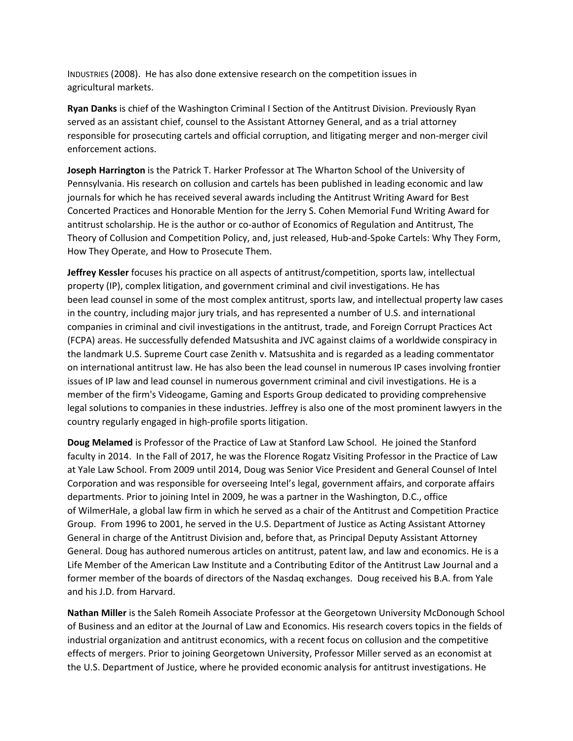INDUSTRIES (2008). He has also done extensive research on the competition issues in agricultural markets.

**Ryan Danks** is chief of the Washington Criminal I Section of the Antitrust Division. Previously Ryan served as an assistant chief, counsel to the Assistant Attorney General, and as a trial attorney responsible for prosecuting cartels and official corruption, and litigating merger and non-merger civil enforcement actions.

**Joseph Harrington** is the Patrick T. Harker Professor at The Wharton School of the University of Pennsylvania. His research on collusion and cartels has been published in leading economic and law journals for which he has received several awards including the Antitrust Writing Award for Best Concerted Practices and Honorable Mention for the Jerry S. Cohen Memorial Fund Writing Award for antitrust scholarship. He is the author or co-author of Economics of Regulation and Antitrust, The Theory of Collusion and Competition Policy, and, just released, Hub-and-Spoke Cartels: Why They Form, How They Operate, and How to Prosecute Them.

**Jeffrey Kessler** focuses his practice on all aspects of antitrust/competition, sports law, intellectual property (IP), complex litigation, and government criminal and civil investigations. He has been lead counsel in some of the most complex antitrust, sports law, and intellectual property law cases in the country, including major jury trials, and has represented a number of U.S. and international companies in criminal and civil investigations in the antitrust, trade, and Foreign Corrupt Practices Act (FCPA) areas. He successfully defended Matsushita and JVC against claims of a worldwide conspiracy in the landmark U.S. Supreme Court case Zenith v. Matsushita and is regarded as a leading commentator on international antitrust law. He has also been the lead counsel in numerous IP cases involving frontier issues of IP law and lead counsel in numerous government criminal and civil investigations. He is a member of the firm's Videogame, Gaming and Esports Group dedicated to providing comprehensive legal solutions to companies in these industries. Jeffrey is also one of the most prominent lawyers in the country regularly engaged in high-profile sports litigation.

**Doug Melamed** is Professor of the Practice of Law at Stanford Law School. He joined the Stanford faculty in 2014. In the Fall of 2017, he was the Florence Rogatz Visiting Professor in the Practice of Law at Yale Law School. From 2009 until 2014, Doug was Senior Vice President and General Counsel of Intel Corporation and was responsible for overseeing Intel's legal, government affairs, and corporate affairs departments. Prior to joining Intel in 2009, he was a partner in the Washington, D.C., office of WilmerHale, a global law firm in which he served as a chair of the Antitrust and Competition Practice Group. From 1996 to 2001, he served in the U.S. Department of Justice as Acting Assistant Attorney General in charge of the Antitrust Division and, before that, as Principal Deputy Assistant Attorney General. Doug has authored numerous articles on antitrust, patent law, and law and economics. He is a Life Member of the American Law Institute and a Contributing Editor of the Antitrust Law Journal and a former member of the boards of directors of the Nasdaq exchanges. Doug received his B.A. from Yale and his J.D. from Harvard.

**Nathan Miller** is the Saleh Romeih Associate Professor at the Georgetown University McDonough School of Business and an editor at the Journal of Law and Economics. His research covers topics in the fields of industrial organization and antitrust economics, with a recent focus on collusion and the competitive effects of mergers. Prior to joining Georgetown University, Professor Miller served as an economist at the U.S. Department of Justice, where he provided economic analysis for antitrust investigations. He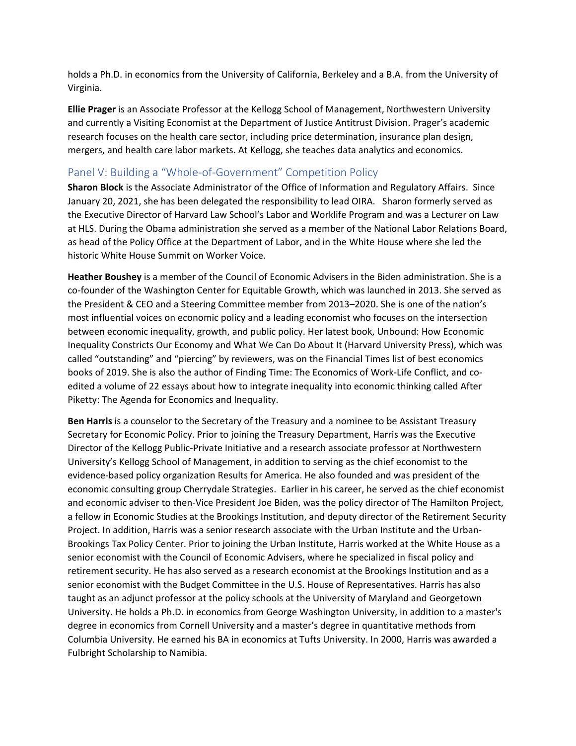holds a Ph.D. in economics from the University of California, Berkeley and a B.A. from the University of Virginia.

**Ellie Prager** is an Associate Professor at the Kellogg School of Management, Northwestern University and currently a Visiting Economist at the Department of Justice Antitrust Division. Prager's academic research focuses on the health care sector, including price determination, insurance plan design, mergers, and health care labor markets. At Kellogg, she teaches data analytics and economics.

## Panel V: Building a "Whole-of-Government" Competition Policy

**Sharon Block** is the Associate Administrator of the Office of Information and Regulatory Affairs. Since January 20, 2021, she has been delegated the responsibility to lead OIRA. Sharon formerly served as the Executive Director of Harvard Law School's Labor and Worklife Program and was a Lecturer on Law at HLS. During the Obama administration she served as a member of the National Labor Relations Board, as head of the Policy Office at the Department of Labor, and in the White House where she led the historic White House Summit on Worker Voice.

**Heather Boushey** is a member of the Council of Economic Advisers in the Biden administration. She is a co-founder of the Washington Center for Equitable Growth, which was launched in 2013. She served as the President & CEO and a Steering Committee member from 2013–2020. She is one of the nation's most influential voices on economic policy and a leading economist who focuses on the intersection between economic inequality, growth, and public policy. Her latest book, Unbound: How Economic Inequality Constricts Our Economy and What We Can Do About It (Harvard University Press), which was called "outstanding" and "piercing" by reviewers, was on the Financial Times list of best economics books of 2019. She is also the author of Finding Time: The Economics of Work-Life Conflict, and co-edited a volume of 22 essays about how to integrate inequality into economic thinking called After Piketty: The Agenda for Economics and Inequality.

**Ben Harris** is a counselor to the Secretary of the Treasury and a nominee to be Assistant Treasury Secretary for Economic Policy. Prior to joining the Treasury Department, Harris was the Executive Director of the Kellogg Public-Private Initiative and a research associate professor at Northwestern University's Kellogg School of Management, in addition to serving as the chief economist to the evidence-based policy organization Results for America. He also founded and was president of the economic consulting group Cherrydale Strategies. Earlier in his career, he served as the chief economist and economic adviser to then-Vice President Joe Biden, was the policy director of The Hamilton Project, a fellow in Economic Studies at the Brookings Institution, and deputy director of the Retirement Security Project. In addition, Harris was a senior research associate with the Urban Institute and the Urban-Brookings Tax Policy Center. Prior to joining the Urban Institute, Harris worked at the White House as a senior economist with the Council of Economic Advisers, where he specialized in fiscal policy and retirement security. He has also served as a research economist at the Brookings Institution and as a senior economist with the Budget Committee in the U.S. House of Representatives. Harris has also taught as an adjunct professor at the policy schools at the University of Maryland and Georgetown University. He holds a Ph.D. in economics from George Washington University, in addition to a master's degree in economics from Cornell University and a master's degree in quantitative methods from Columbia University. He earned his BA in economics at Tufts University. In 2000, Harris was awarded a Fulbright Scholarship to Namibia.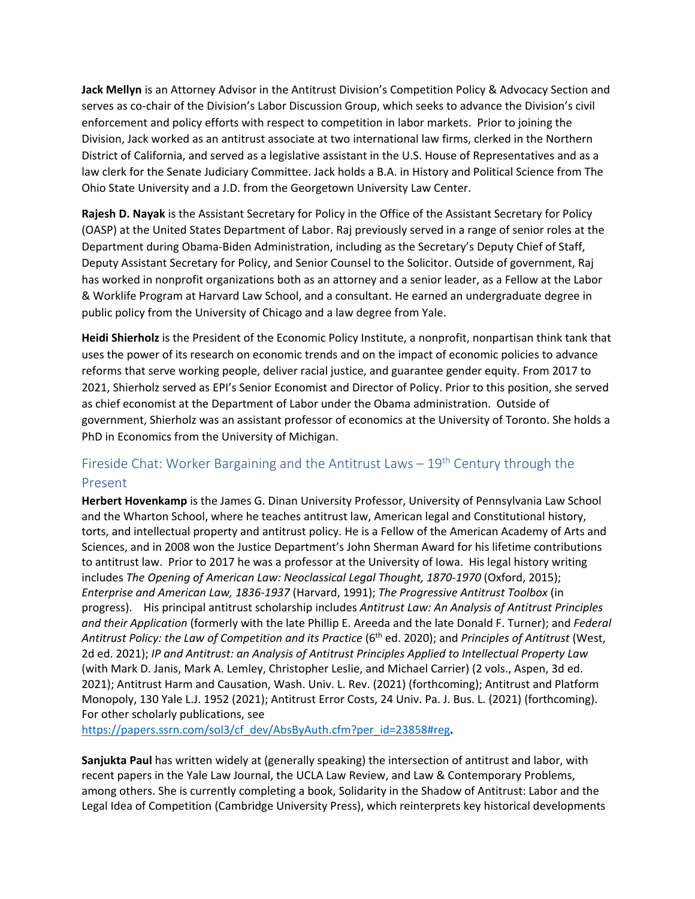**Jack Mellyn** is an Attorney Advisor in the Antitrust Division's Competition Policy & Advocacy Section and serves as co-chair of the Division's Labor Discussion Group, which seeks to advance the Division's civil enforcement and policy efforts with respect to competition in labor markets. Prior to joining the Division, Jack worked as an antitrust associate at two international law firms, clerked in the Northern District of California, and served as a legislative assistant in the U.S. House of Representatives and as a law clerk for the Senate Judiciary Committee. Jack holds a B.A. in History and Political Science from The Ohio State University and a J.D. from the Georgetown University Law Center.

**Rajesh D. Nayak** is the Assistant Secretary for Policy in the Office of the Assistant Secretary for Policy (OASP) at the United States Department of Labor. Raj previously served in a range of senior roles at the Department during Obama-Biden Administration, including as the Secretary's Deputy Chief of Staff, Deputy Assistant Secretary for Policy, and Senior Counsel to the Solicitor. Outside of government, Raj has worked in nonprofit organizations both as an attorney and a senior leader, as a Fellow at the Labor & Worklife Program at Harvard Law School, and a consultant. He earned an undergraduate degree in public policy from the University of Chicago and a law degree from Yale.

**Heidi Shierholz** is the President of the Economic Policy Institute, a nonprofit, nonpartisan think tank that uses the power of its research on economic trends and on the impact of economic policies to advance reforms that serve working people, deliver racial justice, and guarantee gender equity. From 2017 to 2021, Shierholz served as EPI's Senior Economist and Director of Policy. Prior to this position, she served as chief economist at the Department of Labor under the Obama administration. Outside of government, Shierholz was an assistant professor of economics at the University of Toronto. She holds a PhD in Economics from the University of Michigan.

## Fireside Chat: Worker Bargaining and the Antitrust Laws – 19th Century through the Present

**Herbert Hovenkamp** is the James G. Dinan University Professor, University of Pennsylvania Law School and the Wharton School, where he teaches antitrust law, American legal and Constitutional history, torts, and intellectual property and antitrust policy. He is a Fellow of the American Academy of Arts and Sciences, and in 2008 won the Justice Department's John Sherman Award for his lifetime contributions to antitrust law. Prior to 2017 he was a professor at the University of Iowa. His legal history writing includes *The Opening of American Law: Neoclassical Legal Thought, 1870-1970* (Oxford, 2015); *Enterprise and American Law, 1836-1937* (Harvard, 1991); *The Progressive Antitrust Toolbox* (in progress). His principal antitrust scholarship includes *Antitrust Law: An Analysis of Antitrust Principles and their Application* (formerly with the late Phillip E. Areeda and the late Donald F. Turner); and *Federal Antitrust Policy: the Law of Competition and its Practice* (6th ed. 2020); and *Principles of Antitrust* (West, 2d ed. 2021); *IP and Antitrust: an Analysis of Antitrust Principles Applied to Intellectual Property Law* (with Mark D. Janis, Mark A. Lemley, Christopher Leslie, and Michael Carrier) (2 vols., Aspen, 3d ed. 2021); Antitrust Harm and Causation, Wash. Univ. L. Rev. (2021) (forthcoming); Antitrust and Platform Monopoly, 130 Yale L.J. 1952 (2021); Antitrust Error Costs, 24 Univ. Pa. J. Bus. L. (2021) (forthcoming). For other scholarly publications, see https://papers.ssrn.com/sol3/cf_dev/AbsByAuth.cfm?per_id=23858#reg.

**Sanjukta Paul** has written widely at (generally speaking) the intersection of antitrust and labor, with recent papers in the Yale Law Journal, the UCLA Law Review, and Law & Contemporary Problems, among others. She is currently completing a book, Solidarity in the Shadow of Antitrust: Labor and the Legal Idea of Competition (Cambridge University Press), which reinterprets key historical developments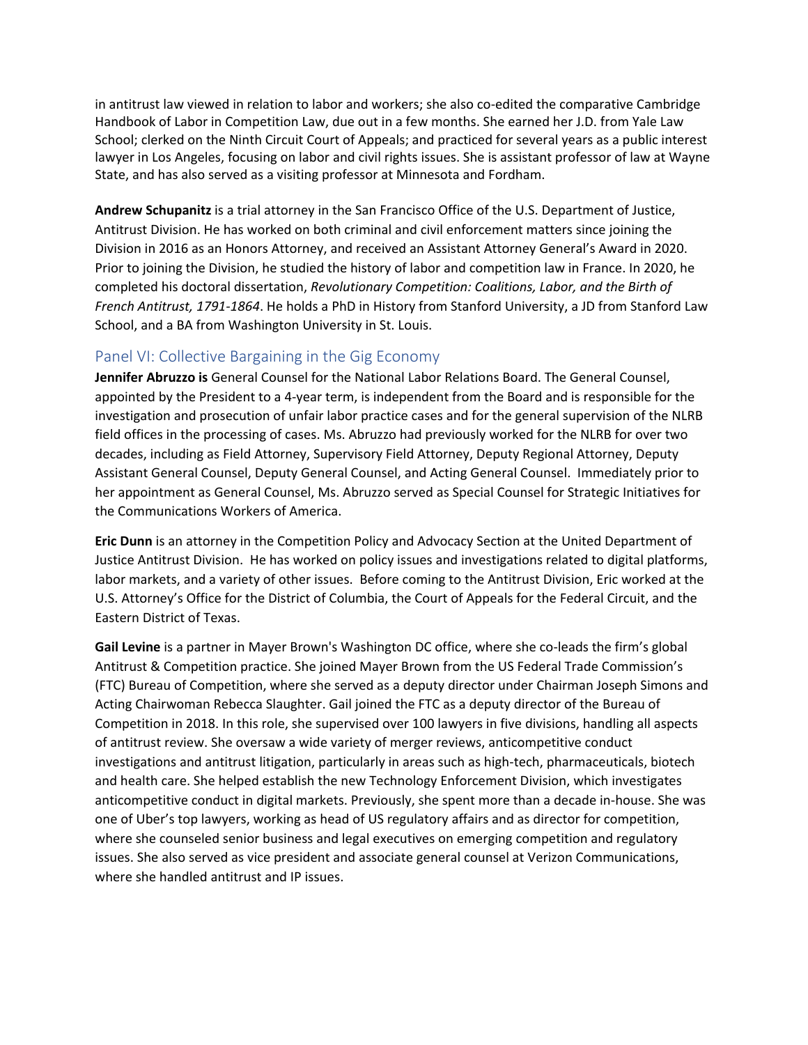in antitrust law viewed in relation to labor and workers; she also co-edited the comparative Cambridge Handbook of Labor in Competition Law, due out in a few months. She earned her J.D. from Yale Law School; clerked on the Ninth Circuit Court of Appeals; and practiced for several years as a public interest lawyer in Los Angeles, focusing on labor and civil rights issues. She is assistant professor of law at Wayne State, and has also served as a visiting professor at Minnesota and Fordham.

**Andrew Schupanitz** is a trial attorney in the San Francisco Office of the U.S. Department of Justice, Antitrust Division. He has worked on both criminal and civil enforcement matters since joining the Division in 2016 as an Honors Attorney, and received an Assistant Attorney General's Award in 2020. Prior to joining the Division, he studied the history of labor and competition law in France. In 2020, he completed his doctoral dissertation, *Revolutionary Competition: Coalitions, Labor, and the Birth of French Antitrust, 1791-1864*. He holds a PhD in History from Stanford University, a JD from Stanford Law School, and a BA from Washington University in St. Louis.

## Panel VI: Collective Bargaining in the Gig Economy

**Jennifer Abruzzo is** General Counsel for the National Labor Relations Board. The General Counsel, appointed by the President to a 4-year term, is independent from the Board and is responsible for the investigation and prosecution of unfair labor practice cases and for the general supervision of the NLRB field offices in the processing of cases. Ms. Abruzzo had previously worked for the NLRB for over two decades, including as Field Attorney, Supervisory Field Attorney, Deputy Regional Attorney, Deputy Assistant General Counsel, Deputy General Counsel, and Acting General Counsel. Immediately prior to her appointment as General Counsel, Ms. Abruzzo served as Special Counsel for Strategic Initiatives for the Communications Workers of America.

**Eric Dunn** is an attorney in the Competition Policy and Advocacy Section at the United Department of Justice Antitrust Division. He has worked on policy issues and investigations related to digital platforms, labor markets, and a variety of other issues. Before coming to the Antitrust Division, Eric worked at the U.S. Attorney's Office for the District of Columbia, the Court of Appeals for the Federal Circuit, and the Eastern District of Texas.

**Gail Levine** is a partner in Mayer Brown's Washington DC office, where she co-leads the firm's global Antitrust & Competition practice. She joined Mayer Brown from the US Federal Trade Commission's (FTC) Bureau of Competition, where she served as a deputy director under Chairman Joseph Simons and Acting Chairwoman Rebecca Slaughter. Gail joined the FTC as a deputy director of the Bureau of Competition in 2018. In this role, she supervised over 100 lawyers in five divisions, handling all aspects of antitrust review. She oversaw a wide variety of merger reviews, anticompetitive conduct investigations and antitrust litigation, particularly in areas such as high-tech, pharmaceuticals, biotech and health care. She helped establish the new Technology Enforcement Division, which investigates anticompetitive conduct in digital markets. Previously, she spent more than a decade in-house. She was one of Uber's top lawyers, working as head of US regulatory affairs and as director for competition, where she counseled senior business and legal executives on emerging competition and regulatory issues. She also served as vice president and associate general counsel at Verizon Communications, where she handled antitrust and IP issues.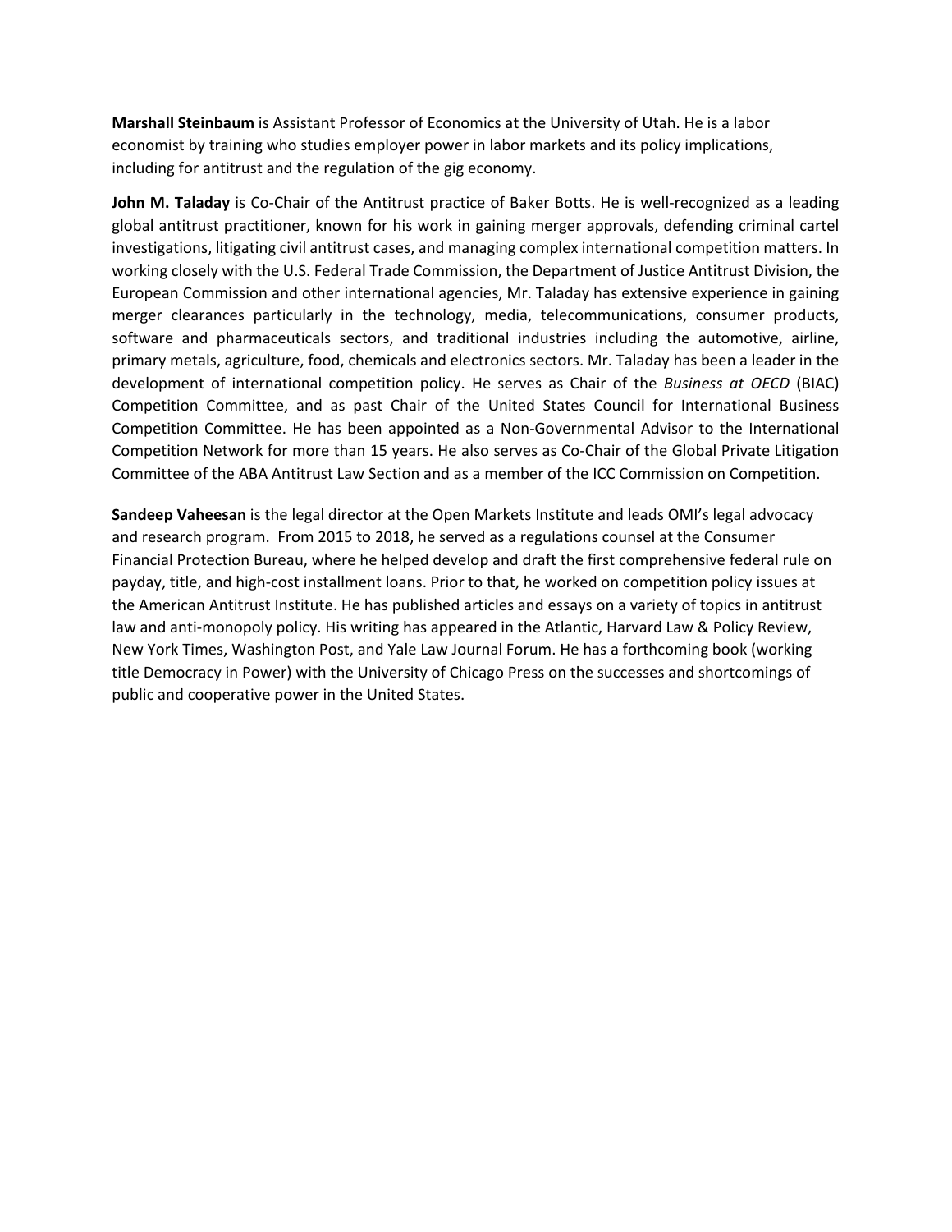**Marshall Steinbaum** is Assistant Professor of Economics at the University of Utah. He is a labor economist by training who studies employer power in labor markets and its policy implications, including for antitrust and the regulation of the gig economy.

**John M. Taladay** is Co-Chair of the Antitrust practice of Baker Botts. He is well-recognized as a leading global antitrust practitioner, known for his work in gaining merger approvals, defending criminal cartel investigations, litigating civil antitrust cases, and managing complex international competition matters. In working closely with the U.S. Federal Trade Commission, the Department of Justice Antitrust Division, the European Commission and other international agencies, Mr. Taladay has extensive experience in gaining merger clearances particularly in the technology, media, telecommunications, consumer products, software and pharmaceuticals sectors, and traditional industries including the automotive, airline, primary metals, agriculture, food, chemicals and electronics sectors. Mr. Taladay has been a leader in the development of international competition policy. He serves as Chair of the *Business at OECD* (BIAC) Competition Committee, and as past Chair of the United States Council for International Business Competition Committee. He has been appointed as a Non-Governmental Advisor to the International Competition Network for more than 15 years. He also serves as Co-Chair of the Global Private Litigation Committee of the ABA Antitrust Law Section and as a member of the ICC Commission on Competition.

**Sandeep Vaheesan** is the legal director at the Open Markets Institute and leads OMI's legal advocacy and research program. From 2015 to 2018, he served as a regulations counsel at the Consumer Financial Protection Bureau, where he helped develop and draft the first comprehensive federal rule on payday, title, and high-cost installment loans. Prior to that, he worked on competition policy issues at the American Antitrust Institute. He has published articles and essays on a variety of topics in antitrust law and anti-monopoly policy. His writing has appeared in the Atlantic, Harvard Law & Policy Review, New York Times, Washington Post, and Yale Law Journal Forum. He has a forthcoming book (working title Democracy in Power) with the University of Chicago Press on the successes and shortcomings of public and cooperative power in the United States.